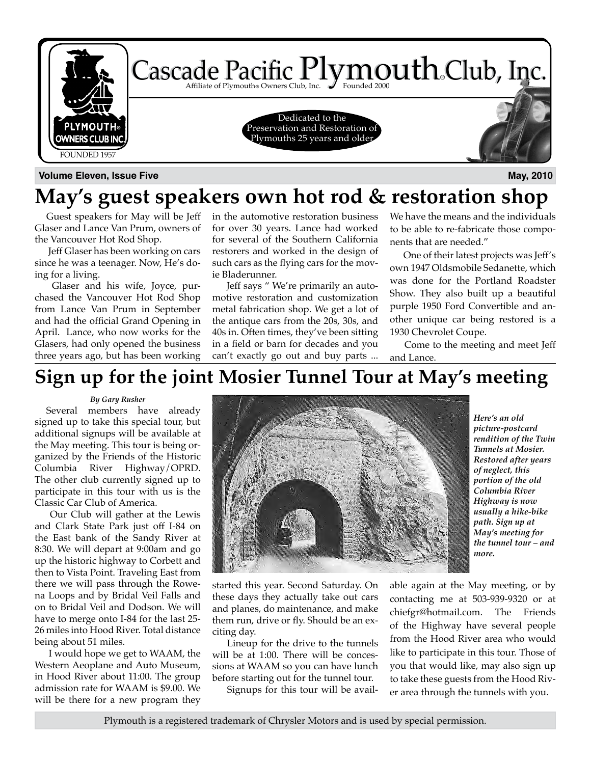# Cascade Pacific Plymouth® Club, Inc.

Affiliate of Plymouth® Owners Club, Inc. Founded 2000

PLYMOUTH® OWNERS CLUB INC. FOUNDED 1957

Dedicated to the Preservation and Restoration of Plymouths 25 years and older

**Volume Eleven, Issue Five** **May, 2010**

## May's guest speakers own hot rod & restoration shop

Guest speakers for May will be Jeff Glaser and Lance Van Prum, owners of the Vancouver Hot Rod Shop.

Jeff Glaser has been working on cars since he was a teenager. Now, He's doing for a living.

Glaser and his wife, Joyce, purchased the Vancouver Hot Rod Shop from Lance Van Prum in September and had the official Grand Opening in April. Lance, who now works for the Glasers, had only opened the business three years ago, but has been working in the automotive restoration business for over 30 years. Lance had worked for several of the Southern California restorers and worked in the design of such cars as the flying cars for the movie Bladerunner.

Jeff says " We're primarily an automotive restoration and customization metal fabrication shop. We get a lot of the antique cars from the 20s, 30s, and 40s in. Often times, they've been sitting in a field or barn for decades and you can't exactly go out and buy parts ... We have the means and the individuals to be able to re-fabricate those components that are needed."

One of their latest projects was Jeff's own 1947 Oldsmobile Sedanette, which was done for the Portland Roadster Show. They also built up a beautiful purple 1950 Ford Convertible and another unique car being restored is a 1930 Chevrolet Coupe.

Come to the meeting and meet Jeff and Lance.

## Sign up for the joint Mosier Tunnel Tour at May's meeting

*By Gary Rusher*

Several members have already signed up to take this special tour, but additional signups will be available at the May meeting. This tour is being organized by the Friends of the Historic Columbia River Highway/OPRD. The other club currently signed up to participate in this tour with us is the Classic Car Club of America.

Our Club will gather at the Lewis and Clark State Park just off I-84 on the East bank of the Sandy River at 8:30. We will depart at 9:00am and go up the historic highway to Corbett and then to Vista Point. Traveling East from there we will pass through the Rowena Loops and by Bridal Veil Falls and on to Bridal Veil and Dodson. We will have to merge onto I-84 for the last 25-26 miles into Hood River. Total distance being about 51 miles.

I would hope we get to WAAM, the Western Aeoplane and Auto Museum, in Hood River about 11:00. The group admission rate for WAAM is $9.00. We will be there for a new program they started this year. Second Saturday. On these days they actually take out cars and planes, do maintenance, and make them run, drive or fly. Should be an exciting day.

Lineup for the drive to the tunnels will be at 1:00. There will be concessions at WAAM so you can have lunch before starting out for the tunnel tour.

Signups for this tour will be available again at the May meeting, or by contacting me at 503-939-9320 or at chiefgr@hotmail.com. The Friends of the Highway have several people from the Hood River area who would like to participate in this tour. Those of you that would like, may also sign up to take these guests from the Hood River area through the tunnels with you.

***Here's an old picture-postcard rendition of the Twin Tunnels at Mosier. Restored after years of neglect, this portion of the old Columbia River Highway is now usually a hike-bike path. Sign up at May's meeting for the tunnel tour – and more.***

Plymouth is a registered trademark of Chrysler Motors and is used by special permission.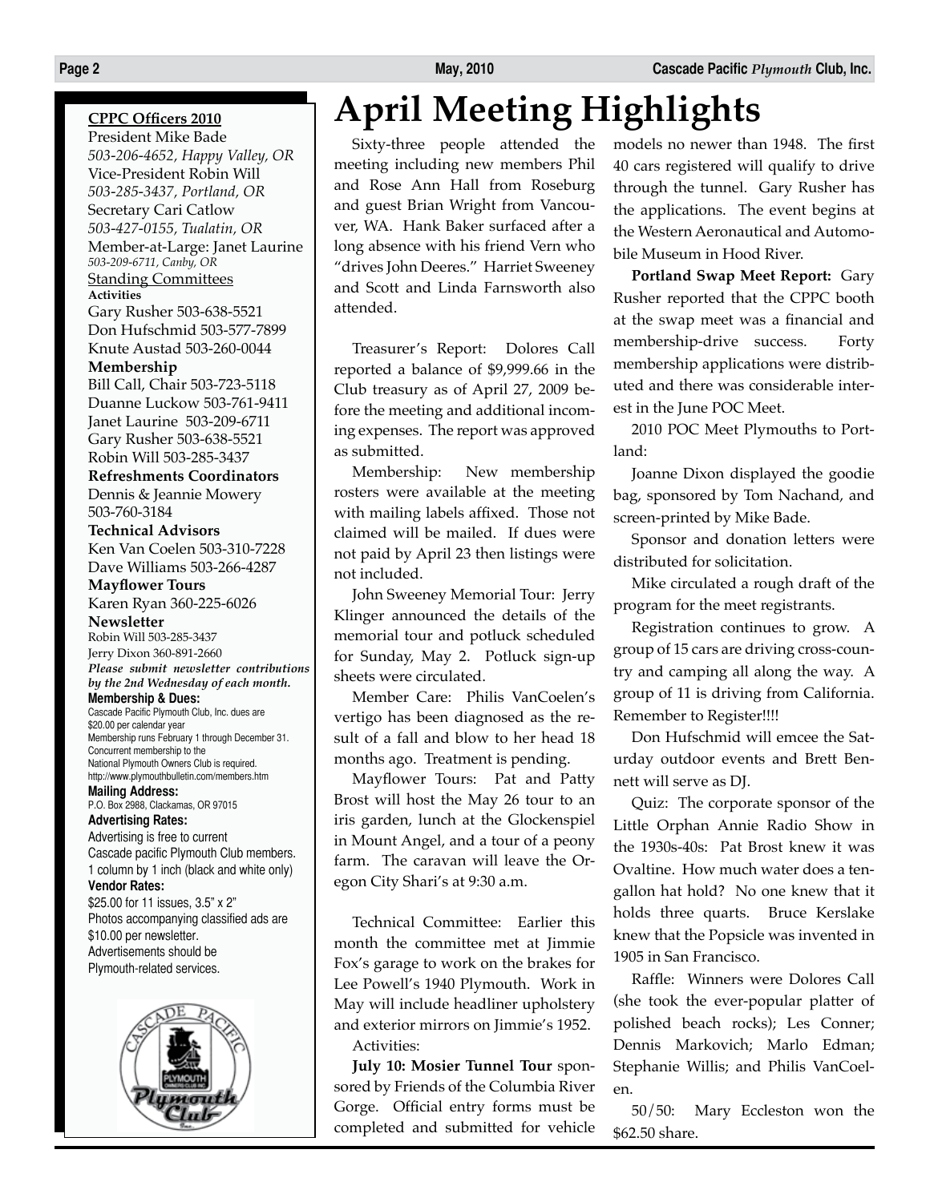**CPPC Officers 2010**

President Mike Bade
*503-206-4652, Happy Valley, OR*
Vice-President Robin Will
*503-285-3437, Portland, OR*
Secretary Cari Catlow
*503-427-0155, Tualatin, OR*
Member-at-Large: Janet Laurine
*503-209-6711, Canby, OR*

Standing Committees

**Activities**
Gary Rusher 503-638-5521
Don Hufschmid 503-577-7899
Knute Austad 503-260-0044

**Membership**
Bill Call, Chair 503-723-5118
Duanne Luckow 503-761-9411
Janet Laurine 503-209-6711
Gary Rusher 503-638-5521
Robin Will 503-285-3437

**Refreshments Coordinators**
Dennis & Jeannie Mowery
503-760-3184

**Technical Advisors**
Ken Van Coelen 503-310-7228
Dave Williams 503-266-4287

**Mayflower Tours**
Karen Ryan 360-225-6026

**Newsletter**
Robin Will 503-285-3437
Jerry Dixon 360-891-2660
***Please submit newsletter contributions by the 2nd Wednesday of each month.***

**Membership & Dues:**
Cascade Pacific Plymouth Club, Inc. dues are $20.00 per calendar year
Membership runs February 1 through December 31.
Concurrent membership to the National Plymouth Owners Club is required.
http://www.plymouthbulletin.com/members.htm

**Mailing Address:**
P.O. Box 2988, Clackamas, OR 97015

**Advertising Rates:**
Advertising is free to current Cascade pacific Plymouth Club members.
1 column by 1 inch (black and white only)

**Vendor Rates:**
$25.00 for 11 issues, 3.5" x 2"
Photos accompanying classified ads are $10.00 per newsletter.
Advertisements should be Plymouth-related services.

# April Meeting Highlights

Sixty-three people attended the meeting including new members Phil and Rose Ann Hall from Roseburg and guest Brian Wright from Vancouver, WA. Hank Baker surfaced after a long absence with his friend Vern who "drives John Deeres." Harriet Sweeney and Scott and Linda Farnsworth also attended.

Treasurer's Report: Dolores Call reported a balance of $9,999.66 in the Club treasury as of April 27, 2009 before the meeting and additional incoming expenses. The report was approved as submitted.

Membership: New membership rosters were available at the meeting with mailing labels affixed. Those not claimed will be mailed. If dues were not paid by April 23 then listings were not included.

John Sweeney Memorial Tour: Jerry Klinger announced the details of the memorial tour and potluck scheduled for Sunday, May 2. Potluck sign-up sheets were circulated.

Member Care: Philis VanCoelen's vertigo has been diagnosed as the result of a fall and blow to her head 18 months ago. Treatment is pending.

Mayflower Tours: Pat and Patty Brost will host the May 26 tour to an iris garden, lunch at the Glockenspiel in Mount Angel, and a tour of a peony farm. The caravan will leave the Oregon City Shari's at 9:30 a.m.

Technical Committee: Earlier this month the committee met at Jimmie Fox's garage to work on the brakes for Lee Powell's 1940 Plymouth. Work in May will include headliner upholstery and exterior mirrors on Jimmie's 1952.

Activities:

**July 10: Mosier Tunnel Tour** sponsored by Friends of the Columbia River Gorge. Official entry forms must be completed and submitted for vehicle models no newer than 1948. The first 40 cars registered will qualify to drive through the tunnel. Gary Rusher has the applications. The event begins at the Western Aeronautical and Automobile Museum in Hood River.

**Portland Swap Meet Report:** Gary Rusher reported that the CPPC booth at the swap meet was a financial and membership-drive success. Forty membership applications were distributed and there was considerable interest in the June POC Meet.

2010 POC Meet Plymouths to Portland:

Joanne Dixon displayed the goodie bag, sponsored by Tom Nachand, and screen-printed by Mike Bade.

Sponsor and donation letters were distributed for solicitation.

Mike circulated a rough draft of the program for the meet registrants.

Registration continues to grow. A group of 15 cars are driving cross-country and camping all along the way. A group of 11 is driving from California. Remember to Register!!!!

Don Hufschmid will emcee the Saturday outdoor events and Brett Bennett will serve as DJ.

Quiz: The corporate sponsor of the Little Orphan Annie Radio Show in the 1930s-40s: Pat Brost knew it was Ovaltine. How much water does a ten-gallon hat hold? No one knew that it holds three quarts. Bruce Kerslake knew that the Popsicle was invented in 1905 in San Francisco.

Raffle: Winners were Dolores Call (she took the ever-popular platter of polished beach rocks); Les Conner; Dennis Markovich; Marlo Edman; Stephanie Willis; and Philis VanCoelen.

50/50: Mary Eccleston won the $62.50 share.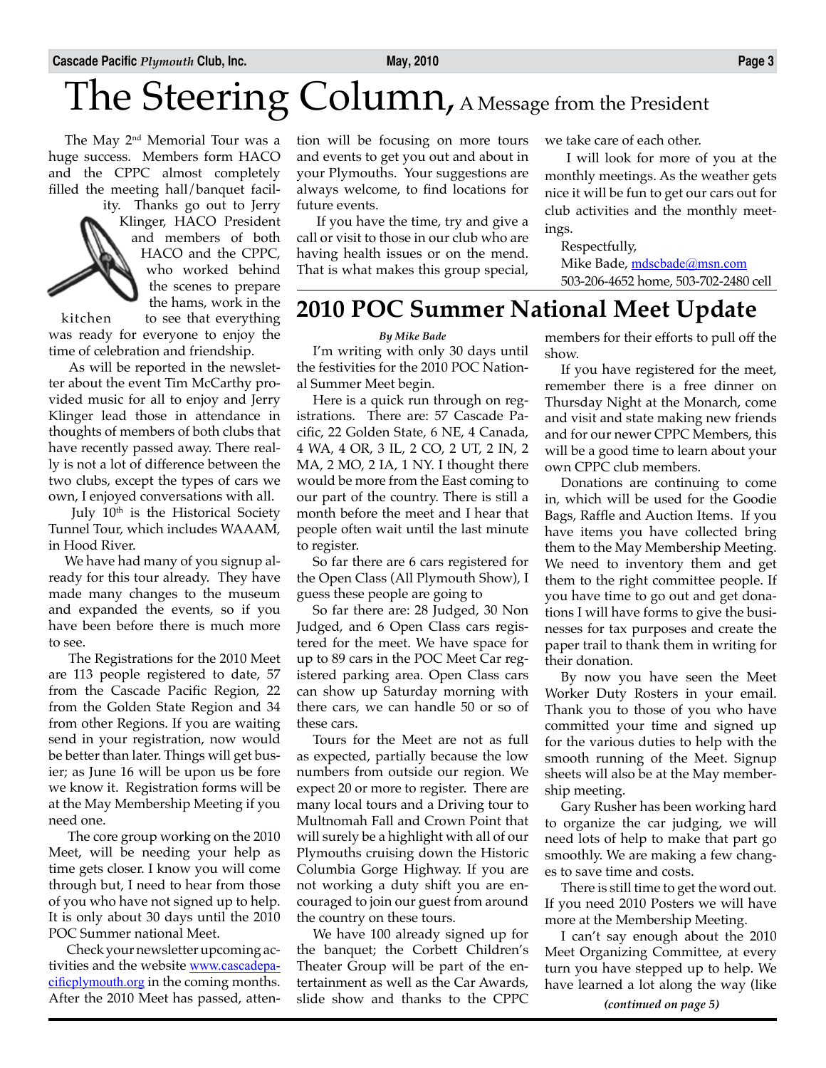# The Steering Column, A Message from the President

The May 2nd Memorial Tour was a huge success. Members form HACO and the CPPC almost completely filled the meeting hall/banquet facility. Thanks go out to Jerry Klinger, HACO President and members of both HACO and the CPPC, who worked behind the scenes to prepare the hams, work in the kitchen to see that everything was ready for everyone to enjoy the time of celebration and friendship.

As will be reported in the newsletter about the event Tim McCarthy provided music for all to enjoy and Jerry Klinger lead those in attendance in thoughts of members of both clubs that have recently passed away. There really is not a lot of difference between the two clubs, except the types of cars we own, I enjoyed conversations with all.

July 10th is the Historical Society Tunnel Tour, which includes WAAAM, in Hood River.

We have had many of you signup already for this tour already. They have made many changes to the museum and expanded the events, so if you have been before there is much more to see.

The Registrations for the 2010 Meet are 113 people registered to date, 57 from the Cascade Pacific Region, 22 from the Golden State Region and 34 from other Regions. If you are waiting send in your registration, now would be better than later. Things will get busier; as June 16 will be upon us be fore we know it. Registration forms will be at the May Membership Meeting if you need one.

The core group working on the 2010 Meet, will be needing your help as time gets closer. I know you will come through but, I need to hear from those of you who have not signed up to help. It is only about 30 days until the 2010 POC Summer national Meet.

Check your newsletter upcoming activities and the website www.cascadepacificplymouth.org in the coming months. After the 2010 Meet has passed, attention will be focusing on more tours and events to get you out and about in your Plymouths. Your suggestions are always welcome, to find locations for future events.

If you have the time, try and give a call or visit to those in our club who are having health issues or on the mend. That is what makes this group special, we take care of each other.

I will look for more of you at the monthly meetings. As the weather gets nice it will be fun to get our cars out for club activities and the monthly meetings.

Respectfully,
Mike Bade, mdscbade@msn.com
503-206-4652 home, 503-702-2480 cell

## 2010 POC Summer National Meet Update

*By Mike Bade*

I'm writing with only 30 days until the festivities for the 2010 POC National Summer Meet begin.

Here is a quick run through on registrations. There are: 57 Cascade Pacific, 22 Golden State, 6 NE, 4 Canada, 4 WA, 4 OR, 3 IL, 2 CO, 2 UT, 2 IN, 2 MA, 2 MO, 2 IA, 1 NY. I thought there would be more from the East coming to our part of the country. There is still a month before the meet and I hear that people often wait until the last minute to register.

So far there are 6 cars registered for the Open Class (All Plymouth Show), I guess these people are going to

So far there are: 28 Judged, 30 Non Judged, and 6 Open Class cars registered for the meet. We have space for up to 89 cars in the POC Meet Car registered parking area. Open Class cars can show up Saturday morning with there cars, we can handle 50 or so of these cars.

Tours for the Meet are not as full as expected, partially because the low numbers from outside our region. We expect 20 or more to register. There are many local tours and a Driving tour to Multnomah Fall and Crown Point that will surely be a highlight with all of our Plymouths cruising down the Historic Columbia Gorge Highway. If you are not working a duty shift you are encouraged to join our guest from around the country on these tours.

We have 100 already signed up for the banquet; the Corbett Children's Theater Group will be part of the entertainment as well as the Car Awards, slide show and thanks to the CPPC members for their efforts to pull off the show.

If you have registered for the meet, remember there is a free dinner on Thursday Night at the Monarch, come and visit and state making new friends and for our newer CPPC Members, this will be a good time to learn about your own CPPC club members.

Donations are continuing to come in, which will be used for the Goodie Bags, Raffle and Auction Items. If you have items you have collected bring them to the May Membership Meeting. We need to inventory them and get them to the right committee people. If you have time to go out and get donations I will have forms to give the businesses for tax purposes and create the paper trail to thank them in writing for their donation.

By now you have seen the Meet Worker Duty Rosters in your email. Thank you to those of you who have committed your time and signed up for the various duties to help with the smooth running of the Meet. Signup sheets will also be at the May membership meeting.

Gary Rusher has been working hard to organize the car judging, we will need lots of help to make that part go smoothly. We are making a few changes to save time and costs.

There is still time to get the word out. If you need 2010 Posters we will have more at the Membership Meeting.

I can't say enough about the 2010 Meet Organizing Committee, at every turn you have stepped up to help. We have learned a lot along the way (like

*(continued on page 5)*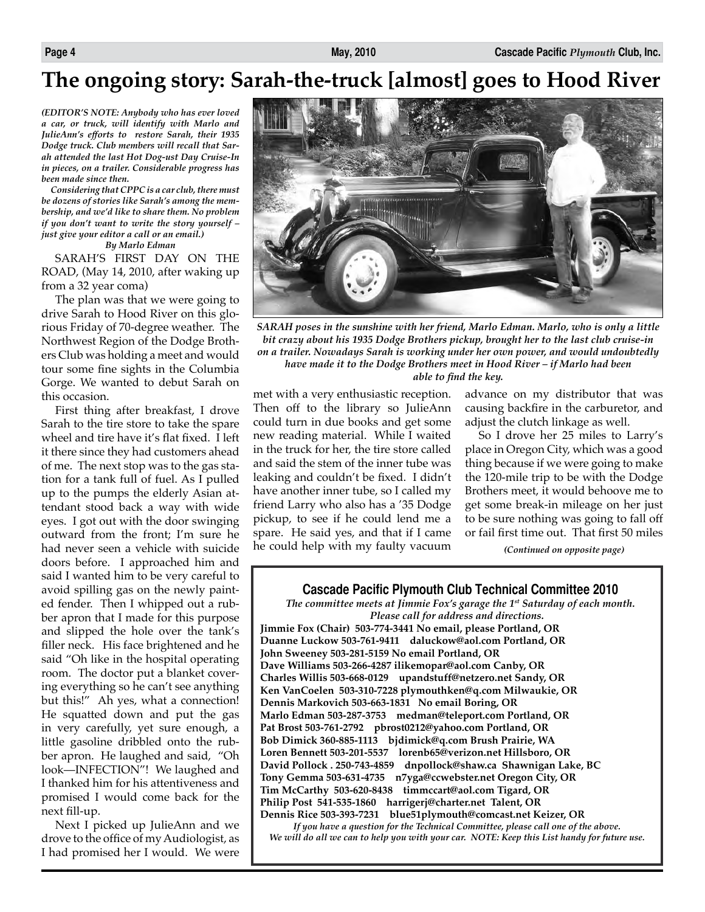# The ongoing story: Sarah-the-truck [almost] goes to Hood River

***(EDITOR'S NOTE: Anybody who has ever loved a car, or truck, will identify with Marlo and JulieAnn's efforts to restore Sarah, their 1935 Dodge truck. Club members will recall that Sarah attended the last Hot Dog-ust Day Cruise-In in pieces, on a trailer. Considerable progress has been made since then.***

***Considering that CPPC is a car club, there must be dozens of stories like Sarah's among the membership, and we'd like to share them. No problem if you don't want to write the story yourself – just give your editor a call or an email.)***

***By Marlo Edman***

SARAH'S FIRST DAY ON THE ROAD, (May 14, 2010, after waking up from a 32 year coma)

The plan was that we were going to drive Sarah to Hood River on this glorious Friday of 70-degree weather. The Northwest Region of the Dodge Brothers Club was holding a meet and would tour some fine sights in the Columbia Gorge. We wanted to debut Sarah on this occasion.

First thing after breakfast, I drove Sarah to the tire store to take the spare wheel and tire have it's flat fixed. I left it there since they had customers ahead of me. The next stop was to the gas station for a tank full of fuel. As I pulled up to the pumps the elderly Asian attendant stood back a way with wide eyes. I got out with the door swinging outward from the front; I'm sure he had never seen a vehicle with suicide doors before. I approached him and said I wanted him to be very careful to avoid spilling gas on the newly painted fender. Then I whipped out a rubber apron that I made for this purpose and slipped the hole over the tank's filler neck. His face brightened and he said "Oh like in the hospital operating room. The doctor put a blanket covering everything so he can't see anything but this!" Ah yes, what a connection! He squatted down and put the gas in very carefully, yet sure enough, a little gasoline dribbled onto the rubber apron. He laughed and said, "Oh look—INFECTION"! We laughed and I thanked him for his attentiveness and promised I would come back for the next fill-up.

Next I picked up JulieAnn and we drove to the office of my Audiologist, as I had promised her I would. We were met with a very enthusiastic reception. Then off to the library so JulieAnn could turn in due books and get some new reading material. While I waited in the truck for her, the tire store called and said the stem of the inner tube was leaking and couldn't be fixed. I didn't have another inner tube, so I called my friend Larry who also has a '35 Dodge pickup, to see if he could lend me a spare. He said yes, and that if I came he could help with my faulty vacuum advance on my distributor that was causing backfire in the carburetor, and adjust the clutch linkage as well.

So I drove her 25 miles to Larry's place in Oregon City, which was a good thing because if we were going to make the 120-mile trip to be with the Dodge Brothers meet, it would behoove me to get some break-in mileage on her just to be sure nothing was going to fall off or fail first time out. That first 50 miles

*(Continued on opposite page)*

***SARAH poses in the sunshine with her friend, Marlo Edman. Marlo, who is only a little bit crazy about his 1935 Dodge Brothers pickup, brought her to the last club cruise-in on a trailer. Nowadays Sarah is working under her own power, and would undoubtedly have made it to the Dodge Brothers meet in Hood River – if Marlo had been able to find the key.***

---

## Cascade Pacific Plymouth Club Technical Committee 2010

*The committee meets at Jimmie Fox's garage the 1st Saturday of each month. Please call for address and directions.*

**Jimmie Fox (Chair) 503-774-3441 No email, please Portland, OR**
**Duanne Luckow 503-761-9411 daluckow@aol.com Portland, OR**
**John Sweeney 503-281-5159 No email Portland, OR**
**Dave Williams 503-266-4287 ilikemopar@aol.com Canby, OR**
**Charles Willis 503-668-0129 upandstuff@netzero.net Sandy, OR**
**Ken VanCoelen 503-310-7228 plymouthken@q.com Milwaukie, OR**
**Dennis Markovich 503-663-1831 No email Boring, OR**
**Marlo Edman 503-287-3753 medman@teleport.com Portland, OR**
**Pat Brost 503-761-2792 pbrost0212@yahoo.com Portland, OR**
**Bob Dimick 360-885-1113 bjdimick@q.com Brush Prairie, WA**
**Loren Bennett 503-201-5537 lorenb65@verizon.net Hillsboro, OR**
**David Pollock . 250-743-4859 dnpollock@shaw.ca Shawnigan Lake, BC**
**Tony Gemma 503-631-4735 n7yga@ccwebster.net Oregon City, OR**
**Tim McCarthy 503-620-8438 timmccart@aol.com Tigard, OR**
**Philip Post 541-535-1860 harrigerj@charter.net Talent, OR**
**Dennis Rice 503-393-7231 blue51plymouth@comcast.net Keizer, OR**

*If you have a question for the Technical Committee, please call one of the above. We will do all we can to help you with your car. NOTE: Keep this List handy for future use.*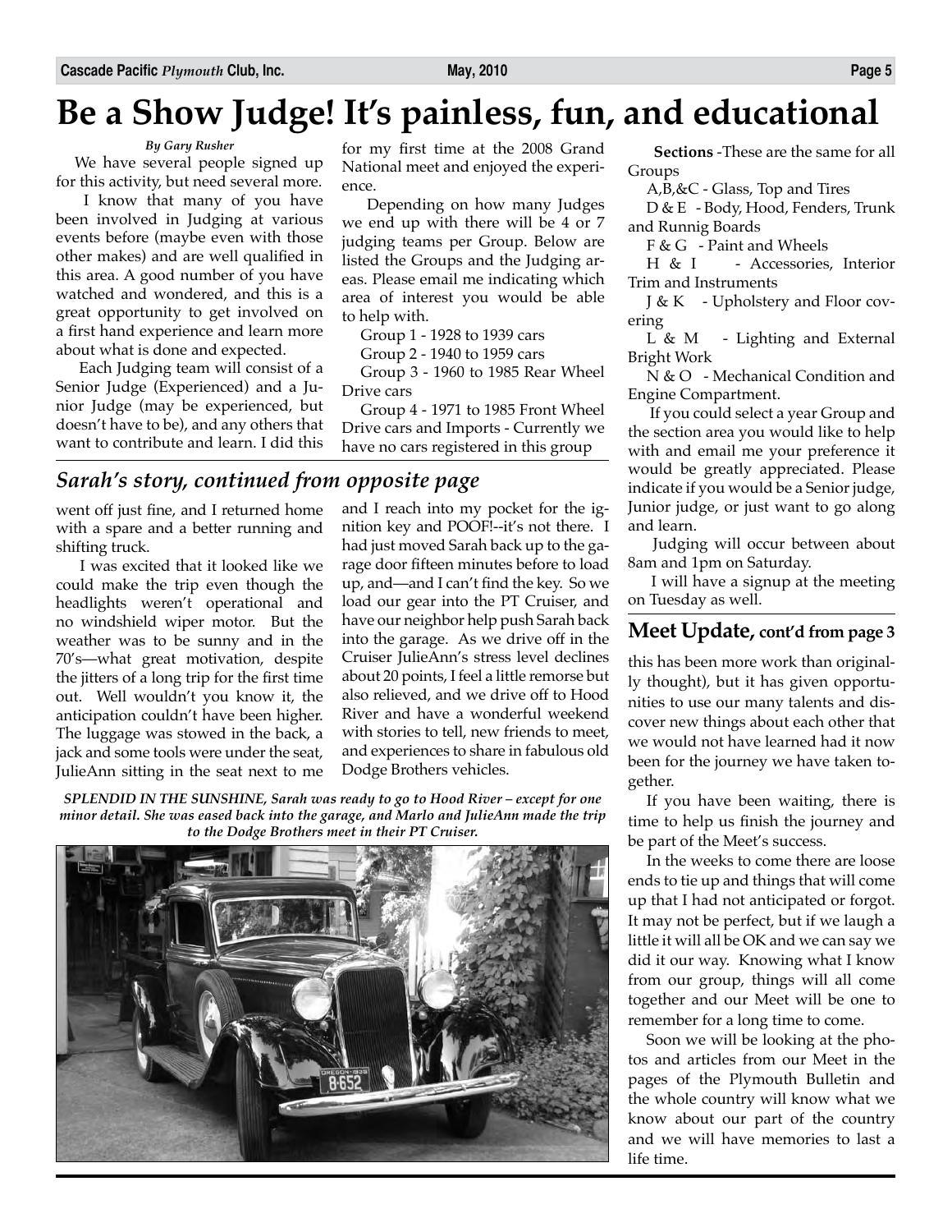# Be a Show Judge! It's painless, fun, and educational

*By Gary Rusher*

We have several people signed up for this activity, but need several more.

I know that many of you have been involved in Judging at various events before (maybe even with those other makes) and are well qualified in this area. A good number of you have watched and wondered, and this is a great opportunity to get involved on a first hand experience and learn more about what is done and expected.

Each Judging team will consist of a Senior Judge (Experienced) and a Junior Judge (may be experienced, but doesn't have to be), and any others that want to contribute and learn. I did this for my first time at the 2008 Grand National meet and enjoyed the experience.

Depending on how many Judges we end up with there will be 4 or 7 judging teams per Group. Below are listed the Groups and the Judging areas. Please email me indicating which area of interest you would be able to help with.

Group 1 - 1928 to 1939 cars

Group 2 - 1940 to 1959 cars

Group 3 - 1960 to 1985 Rear Wheel Drive cars

Group 4 - 1971 to 1985 Front Wheel Drive cars and Imports - Currently we have no cars registered in this group

**Sections** -These are the same for all Groups

A,B,&C - Glass, Top and Tires

D & E - Body, Hood, Fenders, Trunk and Runnig Boards

F & G - Paint and Wheels

H & I - Accessories, Interior Trim and Instruments

J & K - Upholstery and Floor covering

L & M - Lighting and External Bright Work

N & O - Mechanical Condition and Engine Compartment.

If you could select a year Group and the section area you would like to help with and email me your preference it would be greatly appreciated. Please indicate if you would be a Senior judge, Junior judge, or just want to go along and learn.

Judging will occur between about 8am and 1pm on Saturday.

I will have a signup at the meeting on Tuesday as well.

## *Sarah's story, continued from opposite page*

went off just fine, and I returned home with a spare and a better running and shifting truck.

I was excited that it looked like we could make the trip even though the headlights weren't operational and no windshield wiper motor. But the weather was to be sunny and in the 70's—what great motivation, despite the jitters of a long trip for the first time out. Well wouldn't you know it, the anticipation couldn't have been higher. The luggage was stowed in the back, a jack and some tools were under the seat, JulieAnn sitting in the seat next to me and I reach into my pocket for the ignition key and POOF!--it's not there. I had just moved Sarah back up to the garage door fifteen minutes before to load up, and—and I can't find the key. So we load our gear into the PT Cruiser, and have our neighbor help push Sarah back into the garage. As we drive off in the Cruiser JulieAnn's stress level declines about 20 points, I feel a little remorse but also relieved, and we drive off to Hood River and have a wonderful weekend with stories to tell, new friends to meet, and experiences to share in fabulous old Dodge Brothers vehicles.

***SPLENDID IN THE SUNSHINE, Sarah was ready to go to Hood River – except for one minor detail. She was eased back into the garage, and Marlo and JulieAnn made the trip to the Dodge Brothers meet in their PT Cruiser.***

## Meet Update, cont'd from page 3

this has been more work than originally thought), but it has given opportunities to use our many talents and discover new things about each other that we would not have learned had it now been for the journey we have taken together.

If you have been waiting, there is time to help us finish the journey and be part of the Meet's success.

In the weeks to come there are loose ends to tie up and things that will come up that I had not anticipated or forgot. It may not be perfect, but if we laugh a little it will all be OK and we can say we did it our way. Knowing what I know from our group, things will all come together and our Meet will be one to remember for a long time to come.

Soon we will be looking at the photos and articles from our Meet in the pages of the Plymouth Bulletin and the whole country will know what we know about our part of the country and we will have memories to last a life time.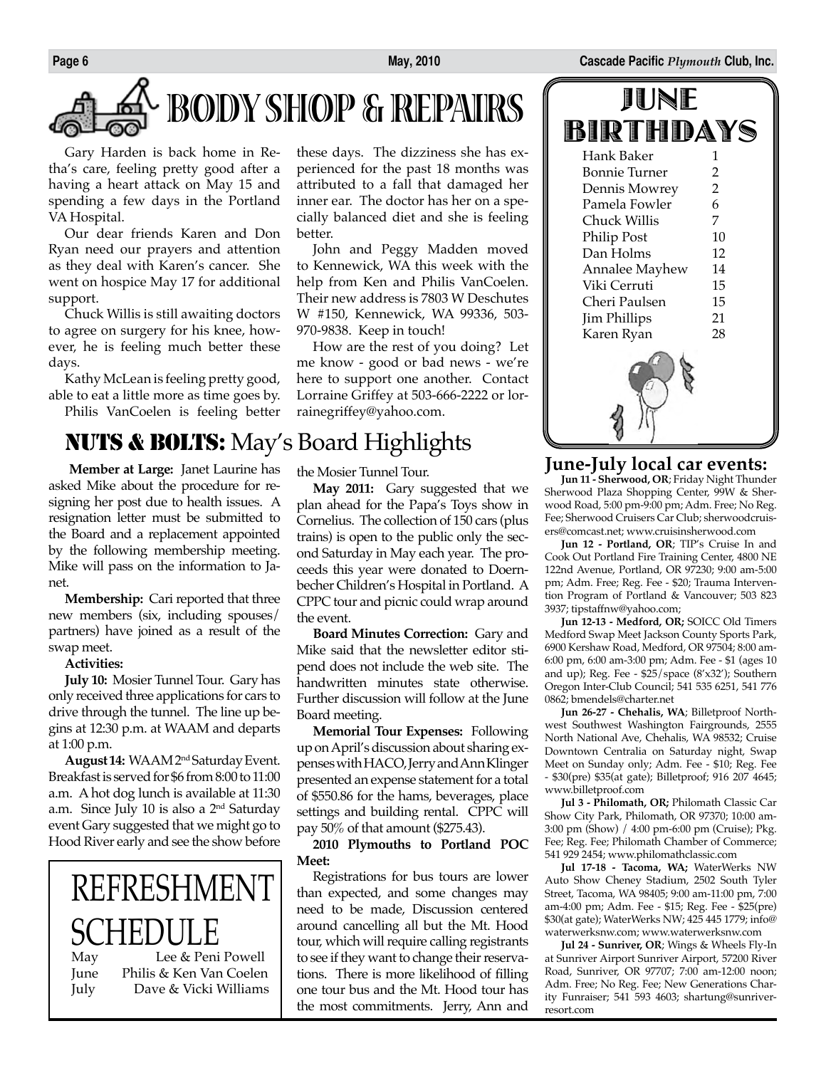# BODY SHOP & REPAIRS

Gary Harden is back home in Retha's care, feeling pretty good after a having a heart attack on May 15 and spending a few days in the Portland VA Hospital.

Our dear friends Karen and Don Ryan need our prayers and attention as they deal with Karen's cancer. She went on hospice May 17 for additional support.

Chuck Willis is still awaiting doctors to agree on surgery for his knee, however, he is feeling much better these days.

Kathy McLean is feeling pretty good, able to eat a little more as time goes by.

Philis VanCoelen is feeling better these days. The dizziness she has experienced for the past 18 months was attributed to a fall that damaged her inner ear. The doctor has her on a specially balanced diet and she is feeling better.

John and Peggy Madden moved to Kennewick, WA this week with the help from Ken and Philis VanCoelen. Their new address is 7803 W Deschutes W #150, Kennewick, WA 99336, 503-970-9838. Keep in touch!

How are the rest of you doing? Let me know - good or bad news - we're here to support one another. Contact Lorraine Griffey at 503-666-2222 or lorrainegriffey@yahoo.com.

# JUNE BIRTHDAYS

| | |
|---|---|
| Hank Baker | 1 |
| Bonnie Turner | 2 |
| Dennis Mowrey | 2 |
| Pamela Fowler | 6 |
| Chuck Willis | 7 |
| Philip Post | 10 |
| Dan Holms | 12 |
| Annalee Mayhew | 14 |
| Viki Cerruti | 15 |
| Cheri Paulsen | 15 |
| Jim Phillips | 21 |
| Karen Ryan | 28 |

# NUTS & BOLTS: May's Board Highlights

**Member at Large:** Janet Laurine has asked Mike about the procedure for resigning her post due to health issues. A resignation letter must be submitted to the Board and a replacement appointed by the following membership meeting. Mike will pass on the information to Janet.

**Membership:** Cari reported that three new members (six, including spouses/partners) have joined as a result of the swap meet.

**Activities:**

**July 10:** Mosier Tunnel Tour. Gary has only received three applications for cars to drive through the tunnel. The line up begins at 12:30 p.m. at WAAM and departs at 1:00 p.m.

**August 14:** WAAM 2nd Saturday Event. Breakfast is served for $6 from 8:00 to 11:00 a.m. A hot dog lunch is available at 11:30 a.m. Since July 10 is also a 2nd Saturday event Gary suggested that we might go to Hood River early and see the show before the Mosier Tunnel Tour.

**May 2011:** Gary suggested that we plan ahead for the Papa's Toys show in Cornelius. The collection of 150 cars (plus trains) is open to the public only the second Saturday in May each year. The proceeds this year were donated to Doernbecher Children's Hospital in Portland. A CPPC tour and picnic could wrap around the event.

**Board Minutes Correction:** Gary and Mike said that the newsletter editor stipend does not include the web site. The handwritten minutes state otherwise. Further discussion will follow at the June Board meeting.

**Memorial Tour Expenses:** Following up on April's discussion about sharing expenses with HACO, Jerry and Ann Klinger presented an expense statement for a total of $550.86 for the hams, beverages, place settings and building rental. CPPC will pay 50% of that amount ($275.43).

**2010 Plymouths to Portland POC Meet:**

Registrations for bus tours are lower than expected, and some changes may need to be made, Discussion centered around cancelling all but the Mt. Hood tour, which will require calling registrants to see if they want to change their reservations. There is more likelihood of filling one tour bus and the Mt. Hood tour has the most commitments. Jerry, Ann and

# REFRESHMENT SCHEDULE

| | |
|---|---|
| May | Lee & Peni Powell |
| June | Philis & Ken Van Coelen |
| July | Dave & Vicki Williams |

## June-July local car events:

**Jun 11 - Sherwood, OR**; Friday Night Thunder Sherwood Plaza Shopping Center, 99W & Sherwood Road, 5:00 pm-9:00 pm; Adm. Free; No Reg. Fee; Sherwood Cruisers Car Club; sherwoodcruisers@comcast.net; www.cruisinsherwood.com

**Jun 12 - Portland, OR**; TIP's Cruise In and Cook Out Portland Fire Training Center, 4800 NE 122nd Avenue, Portland, OR 97230; 9:00 am-5:00 pm; Adm. Free; Reg. Fee - $20; Trauma Intervention Program of Portland & Vancouver; 503 823 3937; tipstaffnw@yahoo.com;

**Jun 12-13 - Medford, OR;** SOICC Old Timers Medford Swap Meet Jackson County Sports Park, 6900 Kershaw Road, Medford, OR 97504; 8:00 am-6:00 pm, 6:00 am-3:00 pm; Adm. Fee - $1 (ages 10 and up); Reg. Fee - $25/space (8'x32'); Southern Oregon Inter-Club Council; 541 535 6251, 541 776 0862; bmendels@charter.net

**Jun 26-27 - Chehalis, WA**; Billetproof Northwest Southwest Washington Fairgrounds, 2555 North National Ave, Chehalis, WA 98532; Cruise Downtown Centralia on Saturday night, Swap Meet on Sunday only; Adm. Fee - $10; Reg. Fee - $30(pre) $35(at gate); Billetproof; 916 207 4645; www.billetproof.com

**Jul 3 - Philomath, OR;** Philomath Classic Car Show City Park, Philomath, OR 97370; 10:00 am-3:00 pm (Show) / 4:00 pm-6:00 pm (Cruise); Pkg. Fee; Reg. Fee; Philomath Chamber of Commerce; 541 929 2454; www.philomathclassic.com

**Jul 17-18 - Tacoma, WA;** WaterWerks NW Auto Show Cheney Stadium, 2502 South Tyler Street, Tacoma, WA 98405; 9:00 am-11:00 pm, 7:00 am-4:00 pm; Adm. Fee - $15; Reg. Fee - $25(pre) $30(at gate); WaterWerks NW; 425 445 1779; info@waterwerksnw.com; www.waterwerksnw.com

**Jul 24 - Sunriver, OR**; Wings & Wheels Fly-In at Sunriver Airport Sunriver Airport, 57200 River Road, Sunriver, OR 97707; 7:00 am-12:00 noon; Adm. Free; No Reg. Fee; New Generations Charity Funraiser; 541 593 4603; shartung@sunriver-resort.com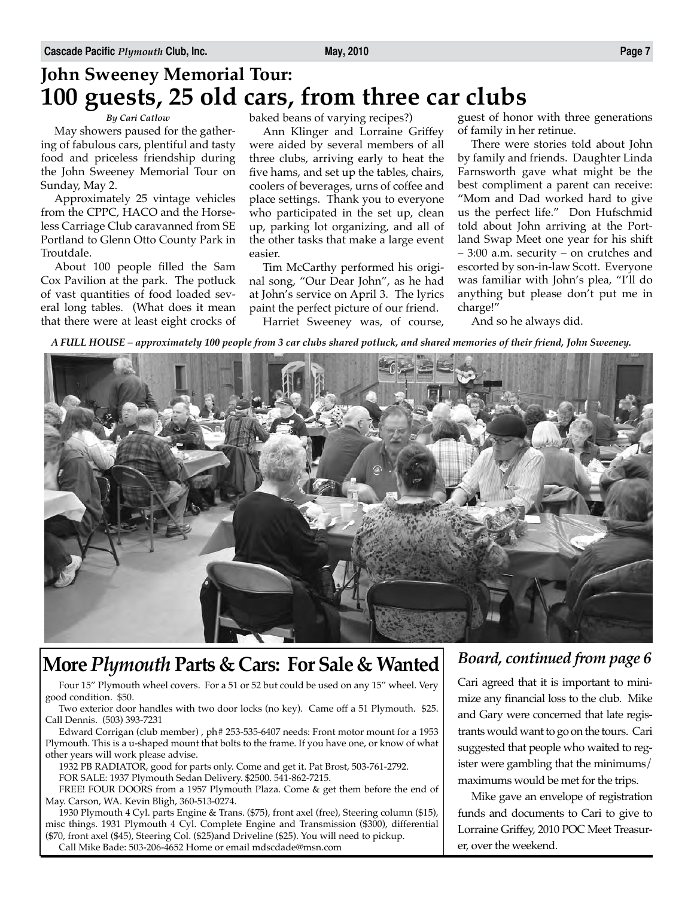## John Sweeney Memorial Tour:

# 100 guests, 25 old cars, from three car clubs

*By Cari Catlow*

May showers paused for the gathering of fabulous cars, plentiful and tasty food and priceless friendship during the John Sweeney Memorial Tour on Sunday, May 2.

Approximately 25 vintage vehicles from the CPPC, HACO and the Horseless Carriage Club caravanned from SE Portland to Glenn Otto County Park in Troutdale.

About 100 people filled the Sam Cox Pavilion at the park. The potluck of vast quantities of food loaded several long tables. (What does it mean that there were at least eight crocks of baked beans of varying recipes?)

Ann Klinger and Lorraine Griffey were aided by several members of all three clubs, arriving early to heat the five hams, and set up the tables, chairs, coolers of beverages, urns of coffee and place settings. Thank you to everyone who participated in the set up, clean up, parking lot organizing, and all of the other tasks that make a large event easier.

Tim McCarthy performed his original song, "Our Dear John", as he had at John's service on April 3. The lyrics paint the perfect picture of our friend.

Harriet Sweeney was, of course, guest of honor with three generations of family in her retinue.

There were stories told about John by family and friends. Daughter Linda Farnsworth gave what might be the best compliment a parent can receive: "Mom and Dad worked hard to give us the perfect life." Don Hufschmid told about John arriving at the Portland Swap Meet one year for his shift – 3:00 a.m. security – on crutches and escorted by son-in-law Scott. Everyone was familiar with John's plea, "I'll do anything but please don't put me in charge!"

And so he always did.

*A FULL HOUSE – approximately 100 people from 3 car clubs shared potluck, and shared memories of their friend, John Sweeney.*

## More *Plymouth* Parts & Cars: For Sale & Wanted

Four 15" Plymouth wheel covers. For a 51 or 52 but could be used on any 15" wheel. Very good condition. $50.

Two exterior door handles with two door locks (no key). Came off a 51 Plymouth. $25. Call Dennis. (503) 393-7231

Edward Corrigan (club member) , ph# 253-535-6407 needs: Front motor mount for a 1953 Plymouth. This is a u-shaped mount that bolts to the frame. If you have one, or know of what other years will work please advise.

1932 PB RADIATOR, good for parts only. Come and get it. Pat Brost, 503-761-2792.

FOR SALE: 1937 Plymouth Sedan Delivery. $2500. 541-862-7215.

FREE! FOUR DOORS from a 1957 Plymouth Plaza. Come & get them before the end of May. Carson, WA. Kevin Bligh, 360-513-0274.

1930 Plymouth 4 Cyl. parts Engine & Trans. ($75), front axel (free), Steering column ($15), misc things. 1931 Plymouth 4 Cyl. Complete Engine and Transmission ($300), differential ($70, front axel ($45), Steering Col. ($25)and Driveline ($25). You will need to pickup.

Call Mike Bade: 503-206-4652 Home or email mdscdade@msn.com

## *Board, continued from page 6*

Cari agreed that it is important to minimize any financial loss to the club. Mike and Gary were concerned that late registrants would want to go on the tours. Cari suggested that people who waited to register were gambling that the minimums/maximums would be met for the trips.

Mike gave an envelope of registration funds and documents to Cari to give to Lorraine Griffey, 2010 POC Meet Treasurer, over the weekend.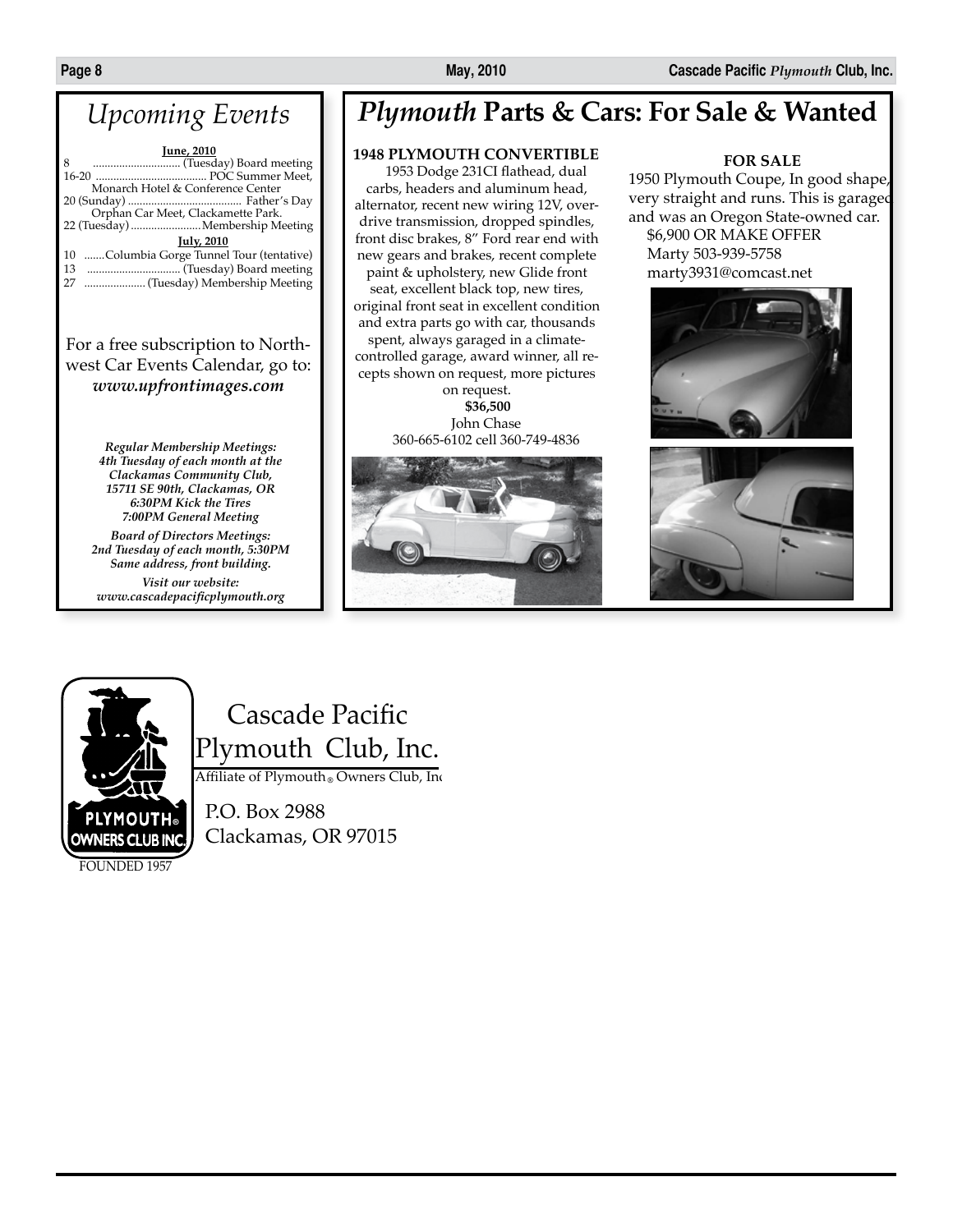## Upcoming Events

**June, 2010**

8 .............................. (Tuesday) Board meeting
16-20 ...................................... POC Summer Meet, Monarch Hotel & Conference Center
20 (Sunday) ....................................... Father's Day Orphan Car Meet, Clackamette Park.
22 (Tuesday) ........................ Membership Meeting

**July, 2010**

10 .......Columbia Gorge Tunnel Tour (tentative)
13 ................................ (Tuesday) Board meeting
27 ..................... (Tuesday) Membership Meeting

For a free subscription to Northwest Car Events Calendar, go to: ***www.upfrontimages.com***

***Regular Membership Meetings:***
***4th Tuesday of each month at the Clackamas Community Club, 15711 SE 90th, Clackamas, OR***
***6:30PM Kick the Tires***
***7:00PM General Meeting***

***Board of Directors Meetings:***
***2nd Tuesday of each month, 5:30PM Same address, front building.***

***Visit our website:***
***www.cascadepacificplymouth.org***

## *Plymouth* Parts & Cars: For Sale & Wanted

**1948 PLYMOUTH CONVERTIBLE**

1953 Dodge 231CI flathead, dual carbs, headers and aluminum head, alternator, recent new wiring 12V, overdrive transmission, dropped spindles, front disc brakes, 8" Ford rear end with new gears and brakes, recent complete paint & upholstery, new Glide front seat, excellent black top, new tires, original front seat in excellent condition and extra parts go with car, thousands spent, always garaged in a climate-controlled garage, award winner, all recepts shown on request, more pictures on request.

**$36,500**

John Chase
360-665-6102 cell 360-749-4836

**FOR SALE**

1950 Plymouth Coupe, In good shape, very straight and runs. This is garaged and was an Oregon State-owned car.

$6,900 OR MAKE OFFER
Marty 503-939-5758
marty3931@comcast.net

PLYMOUTH® OWNERS CLUB INC.
FOUNDED 1957

Cascade Pacific
Plymouth Club, Inc.
Affiliate of Plymouth® Owners Club, Inc

P.O. Box 2988
Clackamas, OR 97015